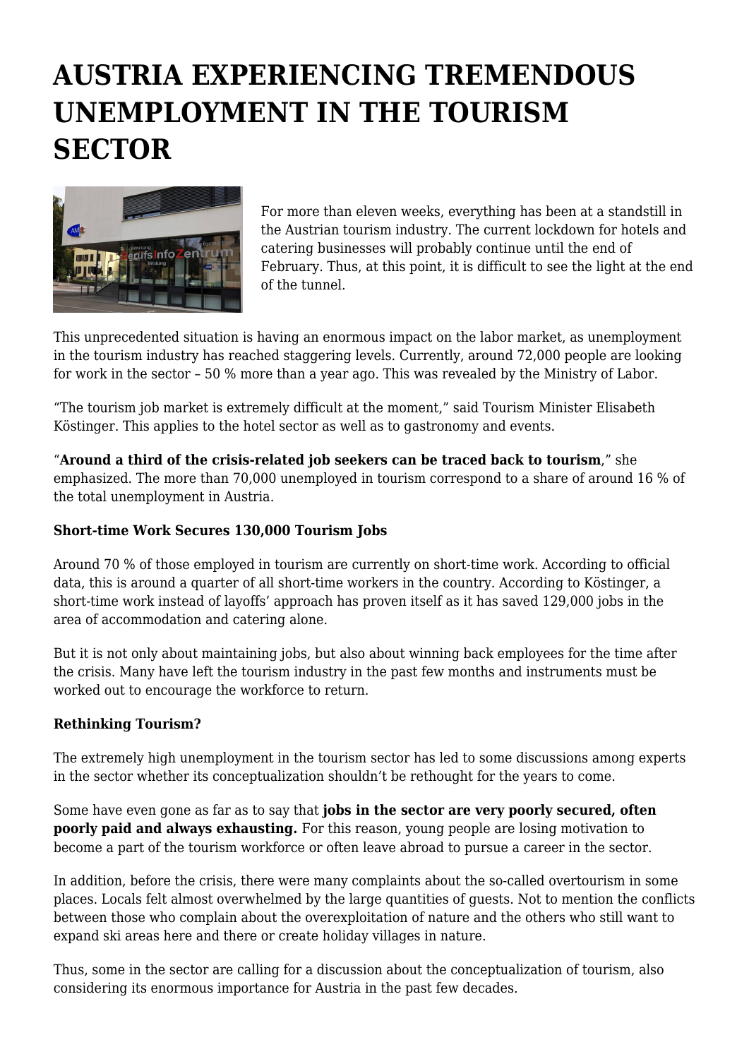# AUSTRIA EXPERIENCING TREMENDOUS UNEMPLOYMENT IN THE TOURISM SECTOR

For more than eleven weeks, everything has been at a standstill in the Austrian tourism industry. The current lockdown for hotels and catering businesses will probably continue until the end of February. Thus, at this point, it is difficult to see the light at the end of the tunnel.

This unprecedented situation is having an enormous impact on the labor market, as unemployment in the tourism industry has reached staggering levels. Currently, around 72,000 people are looking for work in the sector – 50 % more than a year ago. This was revealed by the Ministry of Labor.

"The tourism job market is extremely difficult at the moment," said Tourism Minister Elisabeth Köstinger. This applies to the hotel sector as well as to gastronomy and events.

"**Around a third of the crisis-related job seekers can be traced back to tourism**," she emphasized. The more than 70,000 unemployed in tourism correspond to a share of around 16 % of the total unemployment in Austria.

**Short-time Work Secures 130,000 Tourism Jobs**

Around 70 % of those employed in tourism are currently on short-time work. According to official data, this is around a quarter of all short-time workers in the country. According to Köstinger, a short-time work instead of layoffs' approach has proven itself as it has saved 129,000 jobs in the area of accommodation and catering alone.

But it is not only about maintaining jobs, but also about winning back employees for the time after the crisis. Many have left the tourism industry in the past few months and instruments must be worked out to encourage the workforce to return.

**Rethinking Tourism?**

The extremely high unemployment in the tourism sector has led to some discussions among experts in the sector whether its conceptualization shouldn't be rethought for the years to come.

Some have even gone as far as to say that **jobs in the sector are very poorly secured, often poorly paid and always exhausting.** For this reason, young people are losing motivation to become a part of the tourism workforce or often leave abroad to pursue a career in the sector.

In addition, before the crisis, there were many complaints about the so-called overtourism in some places. Locals felt almost overwhelmed by the large quantities of guests. Not to mention the conflicts between those who complain about the overexploitation of nature and the others who still want to expand ski areas here and there or create holiday villages in nature.

Thus, some in the sector are calling for a discussion about the conceptualization of tourism, also considering its enormous importance for Austria in the past few decades.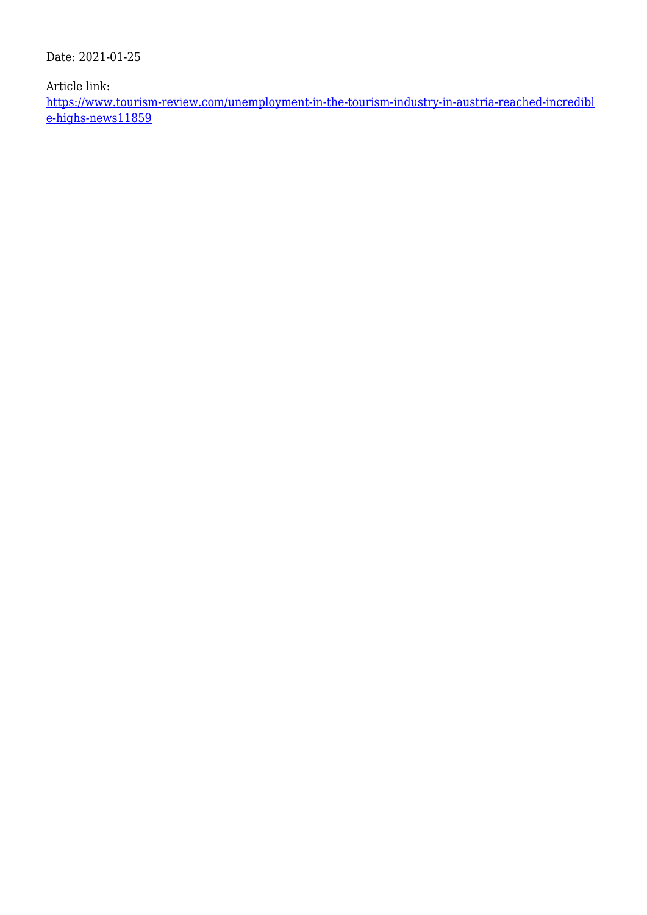Date: 2021-01-25

Article link:
https://www.tourism-review.com/unemployment-in-the-tourism-industry-in-austria-reached-incredible-highs-news11859